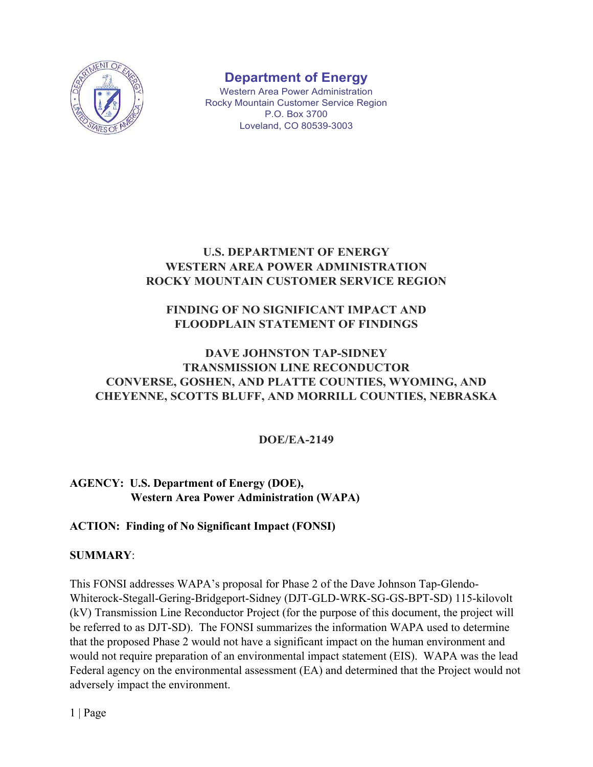**Department of Energy**
Western Area Power Administration
Rocky Mountain Customer Service Region
P.O. Box 3700
Loveland, CO 80539-3003

# U.S. DEPARTMENT OF ENERGY
# WESTERN AREA POWER ADMINISTRATION
# ROCKY MOUNTAIN CUSTOMER SERVICE REGION

## FINDING OF NO SIGNIFICANT IMPACT AND FLOODPLAIN STATEMENT OF FINDINGS

## DAVE JOHNSTON TAP-SIDNEY TRANSMISSION LINE RECONDUCTOR CONVERSE, GOSHEN, AND PLATTE COUNTIES, WYOMING, AND CHEYENNE, SCOTTS BLUFF, AND MORRILL COUNTIES, NEBRASKA

**DOE/EA-2149**

**AGENCY: U.S. Department of Energy (DOE), Western Area Power Administration (WAPA)**

**ACTION: Finding of No Significant Impact (FONSI)**

**SUMMARY**:

This FONSI addresses WAPA's proposal for Phase 2 of the Dave Johnson Tap-Glendo-Whiterock-Stegall-Gering-Bridgeport-Sidney (DJT-GLD-WRK-SG-GS-BPT-SD) 115-kilovolt (kV) Transmission Line Reconductor Project (for the purpose of this document, the project will be referred to as DJT-SD). The FONSI summarizes the information WAPA used to determine that the proposed Phase 2 would not have a significant impact on the human environment and would not require preparation of an environmental impact statement (EIS). WAPA was the lead Federal agency on the environmental assessment (EA) and determined that the Project would not adversely impact the environment.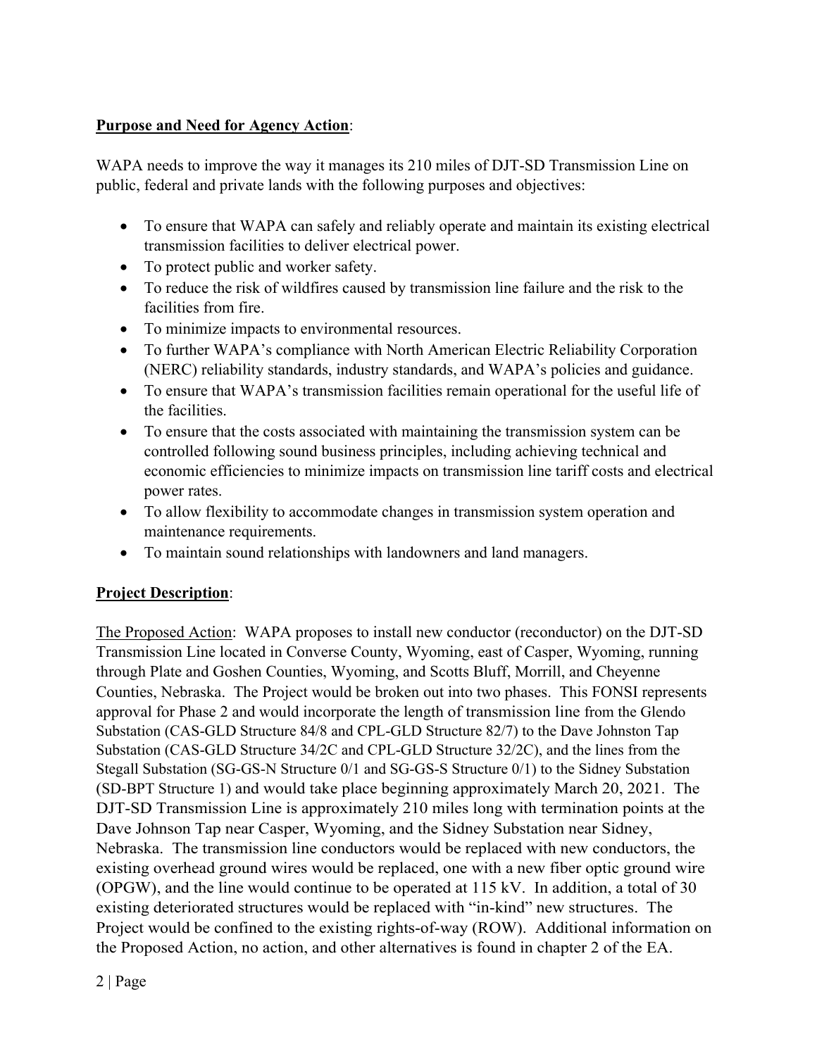**Purpose and Need for Agency Action**:

WAPA needs to improve the way it manages its 210 miles of DJT-SD Transmission Line on public, federal and private lands with the following purposes and objectives:

- To ensure that WAPA can safely and reliably operate and maintain its existing electrical transmission facilities to deliver electrical power.
- To protect public and worker safety.
- To reduce the risk of wildfires caused by transmission line failure and the risk to the facilities from fire.
- To minimize impacts to environmental resources.
- To further WAPA's compliance with North American Electric Reliability Corporation (NERC) reliability standards, industry standards, and WAPA's policies and guidance.
- To ensure that WAPA's transmission facilities remain operational for the useful life of the facilities.
- To ensure that the costs associated with maintaining the transmission system can be controlled following sound business principles, including achieving technical and economic efficiencies to minimize impacts on transmission line tariff costs and electrical power rates.
- To allow flexibility to accommodate changes in transmission system operation and maintenance requirements.
- To maintain sound relationships with landowners and land managers.

**Project Description**:

The Proposed Action: WAPA proposes to install new conductor (reconductor) on the DJT-SD Transmission Line located in Converse County, Wyoming, east of Casper, Wyoming, running through Plate and Goshen Counties, Wyoming, and Scotts Bluff, Morrill, and Cheyenne Counties, Nebraska. The Project would be broken out into two phases. This FONSI represents approval for Phase 2 and would incorporate the length of transmission line from the Glendo Substation (CAS-GLD Structure 84/8 and CPL-GLD Structure 82/7) to the Dave Johnston Tap Substation (CAS-GLD Structure 34/2C and CPL-GLD Structure 32/2C), and the lines from the Stegall Substation (SG-GS-N Structure 0/1 and SG-GS-S Structure 0/1) to the Sidney Substation (SD-BPT Structure 1) and would take place beginning approximately March 20, 2021. The DJT-SD Transmission Line is approximately 210 miles long with termination points at the Dave Johnson Tap near Casper, Wyoming, and the Sidney Substation near Sidney, Nebraska. The transmission line conductors would be replaced with new conductors, the existing overhead ground wires would be replaced, one with a new fiber optic ground wire (OPGW), and the line would continue to be operated at 115 kV. In addition, a total of 30 existing deteriorated structures would be replaced with "in-kind" new structures. The Project would be confined to the existing rights-of-way (ROW). Additional information on the Proposed Action, no action, and other alternatives is found in chapter 2 of the EA.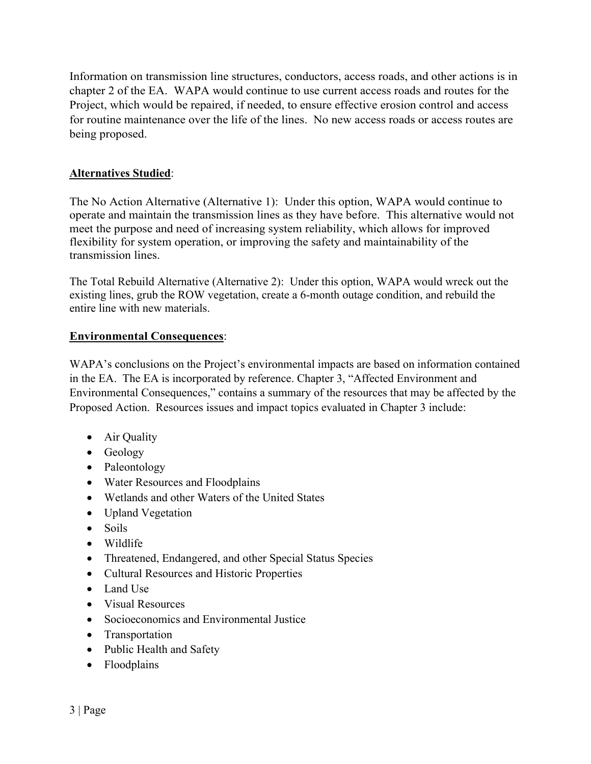Information on transmission line structures, conductors, access roads, and other actions is in chapter 2 of the EA. WAPA would continue to use current access roads and routes for the Project, which would be repaired, if needed, to ensure effective erosion control and access for routine maintenance over the life of the lines. No new access roads or access routes are being proposed.

**Alternatives Studied**:

The No Action Alternative (Alternative 1): Under this option, WAPA would continue to operate and maintain the transmission lines as they have before. This alternative would not meet the purpose and need of increasing system reliability, which allows for improved flexibility for system operation, or improving the safety and maintainability of the transmission lines.

The Total Rebuild Alternative (Alternative 2): Under this option, WAPA would wreck out the existing lines, grub the ROW vegetation, create a 6-month outage condition, and rebuild the entire line with new materials.

**Environmental Consequences**:

WAPA's conclusions on the Project's environmental impacts are based on information contained in the EA. The EA is incorporated by reference. Chapter 3, "Affected Environment and Environmental Consequences," contains a summary of the resources that may be affected by the Proposed Action. Resources issues and impact topics evaluated in Chapter 3 include:

- Air Quality
- Geology
- Paleontology
- Water Resources and Floodplains
- Wetlands and other Waters of the United States
- Upland Vegetation
- Soils
- Wildlife
- Threatened, Endangered, and other Special Status Species
- Cultural Resources and Historic Properties
- Land Use
- Visual Resources
- Socioeconomics and Environmental Justice
- Transportation
- Public Health and Safety
- Floodplains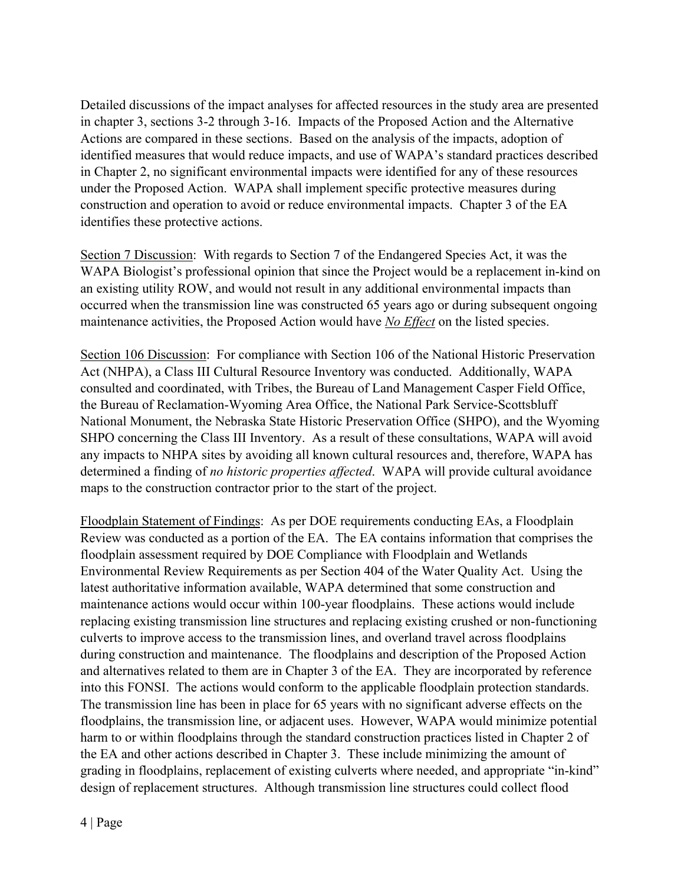Detailed discussions of the impact analyses for affected resources in the study area are presented in chapter 3, sections 3-2 through 3-16. Impacts of the Proposed Action and the Alternative Actions are compared in these sections. Based on the analysis of the impacts, adoption of identified measures that would reduce impacts, and use of WAPA's standard practices described in Chapter 2, no significant environmental impacts were identified for any of these resources under the Proposed Action. WAPA shall implement specific protective measures during construction and operation to avoid or reduce environmental impacts. Chapter 3 of the EA identifies these protective actions.

<u>Section 7 Discussion</u>: With regards to Section 7 of the Endangered Species Act, it was the WAPA Biologist's professional opinion that since the Project would be a replacement in-kind on an existing utility ROW, and would not result in any additional environmental impacts than occurred when the transmission line was constructed 65 years ago or during subsequent ongoing maintenance activities, the Proposed Action would have <u>*No Effect*</u> on the listed species.

<u>Section 106 Discussion</u>: For compliance with Section 106 of the National Historic Preservation Act (NHPA), a Class III Cultural Resource Inventory was conducted. Additionally, WAPA consulted and coordinated, with Tribes, the Bureau of Land Management Casper Field Office, the Bureau of Reclamation-Wyoming Area Office, the National Park Service-Scottsbluff National Monument, the Nebraska State Historic Preservation Office (SHPO), and the Wyoming SHPO concerning the Class III Inventory. As a result of these consultations, WAPA will avoid any impacts to NHPA sites by avoiding all known cultural resources and, therefore, WAPA has determined a finding of *no historic properties affected*. WAPA will provide cultural avoidance maps to the construction contractor prior to the start of the project.

<u>Floodplain Statement of Findings</u>: As per DOE requirements conducting EAs, a Floodplain Review was conducted as a portion of the EA. The EA contains information that comprises the floodplain assessment required by DOE Compliance with Floodplain and Wetlands Environmental Review Requirements as per Section 404 of the Water Quality Act. Using the latest authoritative information available, WAPA determined that some construction and maintenance actions would occur within 100-year floodplains. These actions would include replacing existing transmission line structures and replacing existing crushed or non-functioning culverts to improve access to the transmission lines, and overland travel across floodplains during construction and maintenance. The floodplains and description of the Proposed Action and alternatives related to them are in Chapter 3 of the EA. They are incorporated by reference into this FONSI. The actions would conform to the applicable floodplain protection standards. The transmission line has been in place for 65 years with no significant adverse effects on the floodplains, the transmission line, or adjacent uses. However, WAPA would minimize potential harm to or within floodplains through the standard construction practices listed in Chapter 2 of the EA and other actions described in Chapter 3. These include minimizing the amount of grading in floodplains, replacement of existing culverts where needed, and appropriate "in-kind" design of replacement structures. Although transmission line structures could collect flood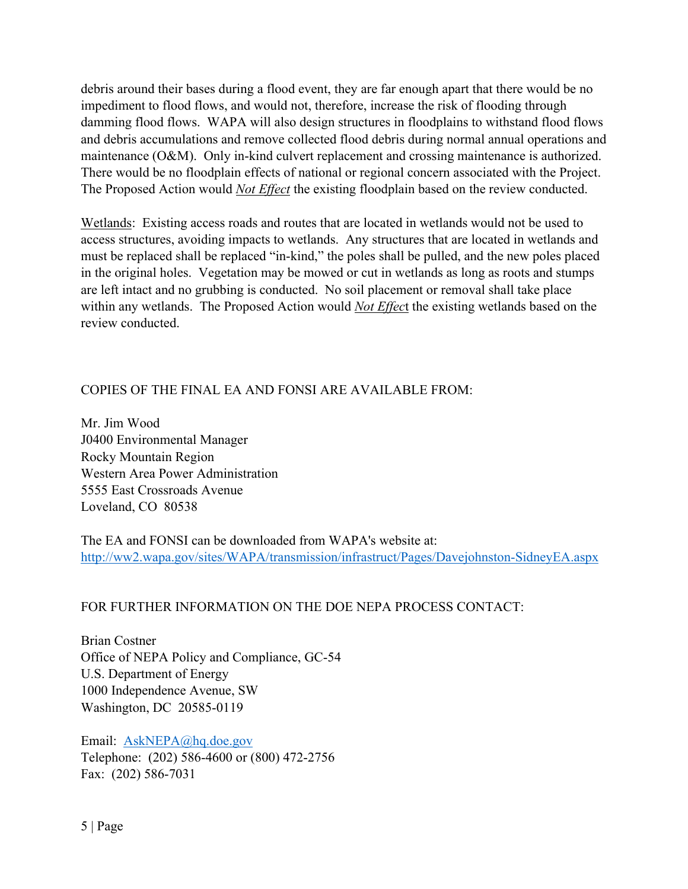debris around their bases during a flood event, they are far enough apart that there would be no impediment to flood flows, and would not, therefore, increase the risk of flooding through damming flood flows. WAPA will also design structures in floodplains to withstand flood flows and debris accumulations and remove collected flood debris during normal annual operations and maintenance (O&M). Only in-kind culvert replacement and crossing maintenance is authorized. There would be no floodplain effects of national or regional concern associated with the Project. The Proposed Action would *Not Effect* the existing floodplain based on the review conducted.

Wetlands: Existing access roads and routes that are located in wetlands would not be used to access structures, avoiding impacts to wetlands. Any structures that are located in wetlands and must be replaced shall be replaced "in-kind," the poles shall be pulled, and the new poles placed in the original holes. Vegetation may be mowed or cut in wetlands as long as roots and stumps are left intact and no grubbing is conducted. No soil placement or removal shall take place within any wetlands. The Proposed Action would *Not Effect* the existing wetlands based on the review conducted.

COPIES OF THE FINAL EA AND FONSI ARE AVAILABLE FROM:

Mr. Jim Wood
J0400 Environmental Manager
Rocky Mountain Region
Western Area Power Administration
5555 East Crossroads Avenue
Loveland, CO 80538

The EA and FONSI can be downloaded from WAPA's website at:
http://ww2.wapa.gov/sites/WAPA/transmission/infrastruct/Pages/Davejohnston-SidneyEA.aspx

FOR FURTHER INFORMATION ON THE DOE NEPA PROCESS CONTACT:

Brian Costner
Office of NEPA Policy and Compliance, GC-54
U.S. Department of Energy
1000 Independence Avenue, SW
Washington, DC 20585-0119

Email: AskNEPA@hq.doe.gov
Telephone: (202) 586-4600 or (800) 472-2756
Fax: (202) 586-7031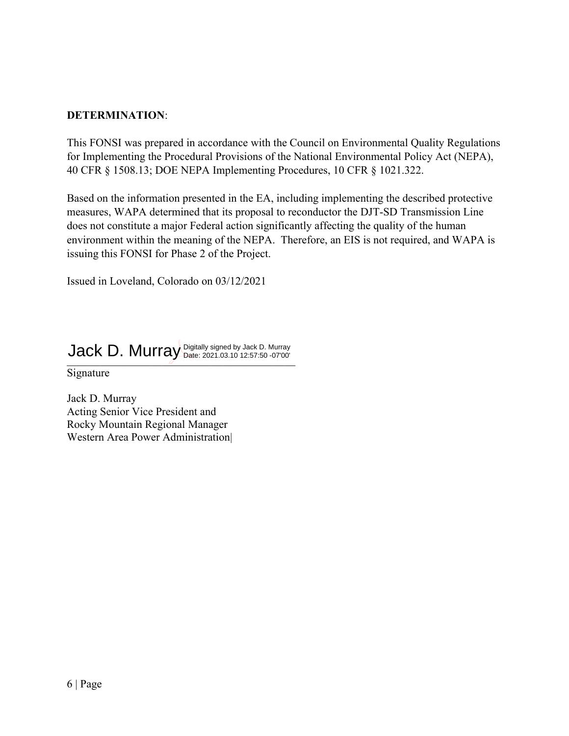**DETERMINATION**:

This FONSI was prepared in accordance with the Council on Environmental Quality Regulations for Implementing the Procedural Provisions of the National Environmental Policy Act (NEPA), 40 CFR § 1508.13; DOE NEPA Implementing Procedures, 10 CFR § 1021.322.

Based on the information presented in the EA, including implementing the described protective measures, WAPA determined that its proposal to reconductor the DJT-SD Transmission Line does not constitute a major Federal action significantly affecting the quality of the human environment within the meaning of the NEPA. Therefore, an EIS is not required, and WAPA is issuing this FONSI for Phase 2 of the Project.

Issued in Loveland, Colorado on 03/12/2021

Jack D. Murray Digitally signed by Jack D. Murray Date: 2021.03.10 12:57:50 -07'00'

Signature

Jack D. Murray
Acting Senior Vice President and
Rocky Mountain Regional Manager
Western Area Power Administration